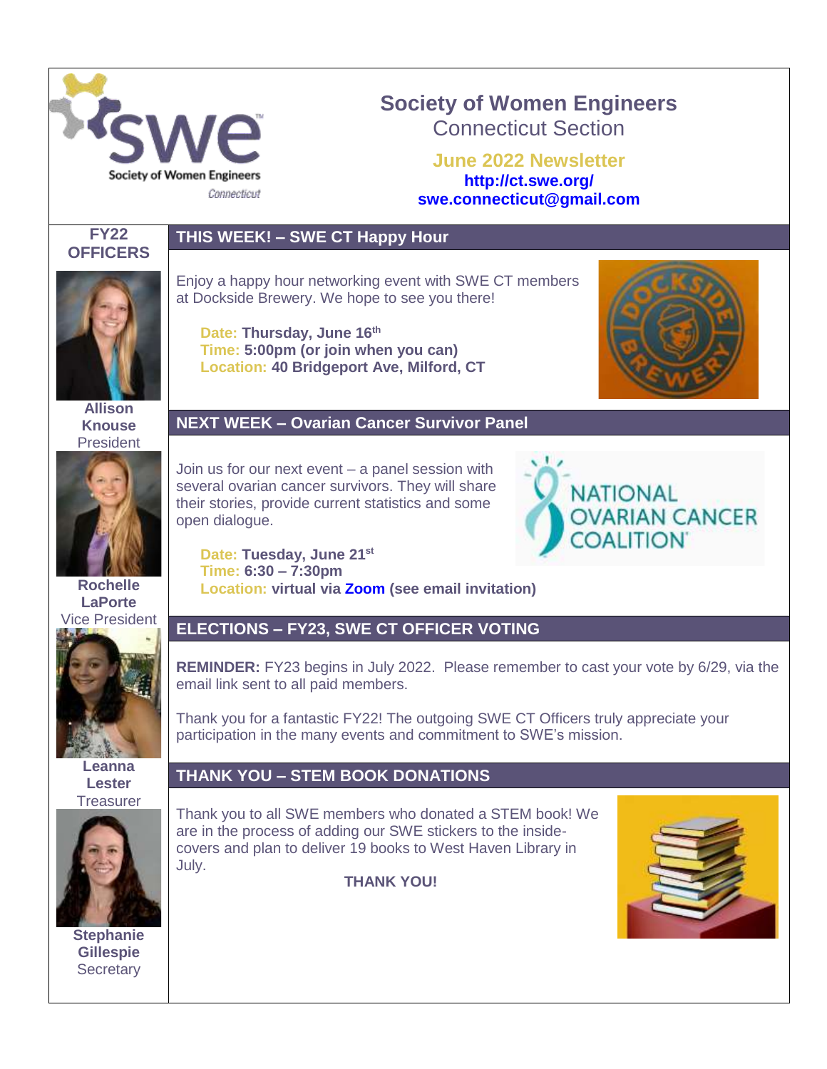# Society of Women Engineers

## Connecticut Section

**June 2022 Newsletter**

**http://ct.swe.org/**

**swe.connecticut@gmail.com**

### FY22 OFFICERS

**Allison Knouse**
President

**Rochelle LaPorte**
Vice President

**Leanna Lester**
Treasurer

**Stephanie Gillespie**
Secretary

## THIS WEEK! – SWE CT Happy Hour

Enjoy a happy hour networking event with SWE CT members at Dockside Brewery. We hope to see you there!

**Date: Thursday, June 16th**
**Time: 5:00pm (or join when you can)**
**Location: 40 Bridgeport Ave, Milford, CT**

## NEXT WEEK – Ovarian Cancer Survivor Panel

Join us for our next event – a panel session with several ovarian cancer survivors. They will share their stories, provide current statistics and some open dialogue.

**Date: Tuesday, June 21st**
**Time: 6:30 – 7:30pm**
**Location: virtual via Zoom (see email invitation)**

## ELECTIONS – FY23, SWE CT OFFICER VOTING

**REMINDER:** FY23 begins in July 2022. Please remember to cast your vote by 6/29, via the email link sent to all paid members.

Thank you for a fantastic FY22! The outgoing SWE CT Officers truly appreciate your participation in the many events and commitment to SWE's mission.

## THANK YOU – STEM BOOK DONATIONS

Thank you to all SWE members who donated a STEM book! We are in the process of adding our SWE stickers to the inside-covers and plan to deliver 19 books to West Haven Library in July.

**THANK YOU!**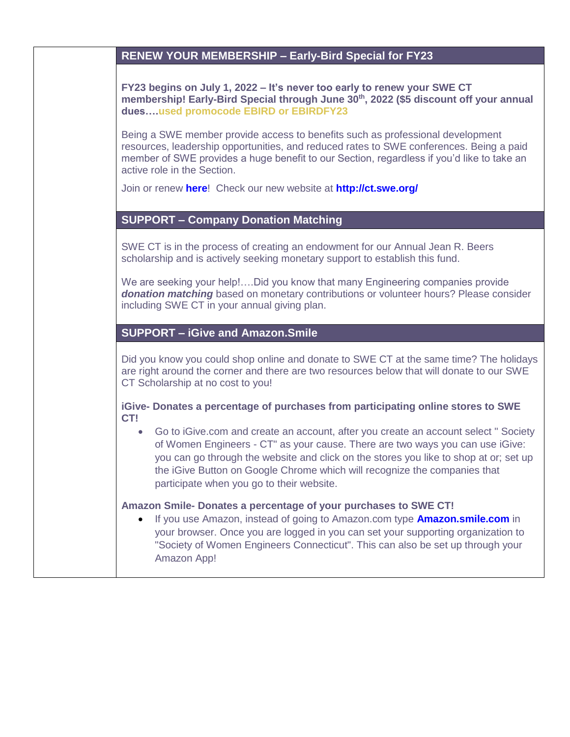## RENEW YOUR MEMBERSHIP – Early-Bird Special for FY23

**FY23 begins on July 1, 2022 – It's never too early to renew your SWE CT membership! Early-Bird Special through June 30th, 2022 ($5 discount off your annual dues….used promocode EBIRD or EBIRDFY23**

Being a SWE member provide access to benefits such as professional development resources, leadership opportunities, and reduced rates to SWE conferences. Being a paid member of SWE provides a huge benefit to our Section, regardless if you'd like to take an active role in the Section.

Join or renew **here**! Check our new website at **http://ct.swe.org/**

## SUPPORT – Company Donation Matching

SWE CT is in the process of creating an endowment for our Annual Jean R. Beers scholarship and is actively seeking monetary support to establish this fund.

We are seeking your help!….Did you know that many Engineering companies provide ***donation matching*** based on monetary contributions or volunteer hours? Please consider including SWE CT in your annual giving plan.

## SUPPORT – iGive and Amazon.Smile

Did you know you could shop online and donate to SWE CT at the same time? The holidays are right around the corner and there are two resources below that will donate to our SWE CT Scholarship at no cost to you!

**iGive- Donates a percentage of purchases from participating online stores to SWE CT!**

- Go to iGive.com and create an account, after you create an account select " Society of Women Engineers - CT" as your cause. There are two ways you can use iGive: you can go through the website and click on the stores you like to shop at or; set up the iGive Button on Google Chrome which will recognize the companies that participate when you go to their website.

**Amazon Smile- Donates a percentage of your purchases to SWE CT!**

- If you use Amazon, instead of going to Amazon.com type **Amazon.smile.com** in your browser. Once you are logged in you can set your supporting organization to "Society of Women Engineers Connecticut". This can also be set up through your Amazon App!